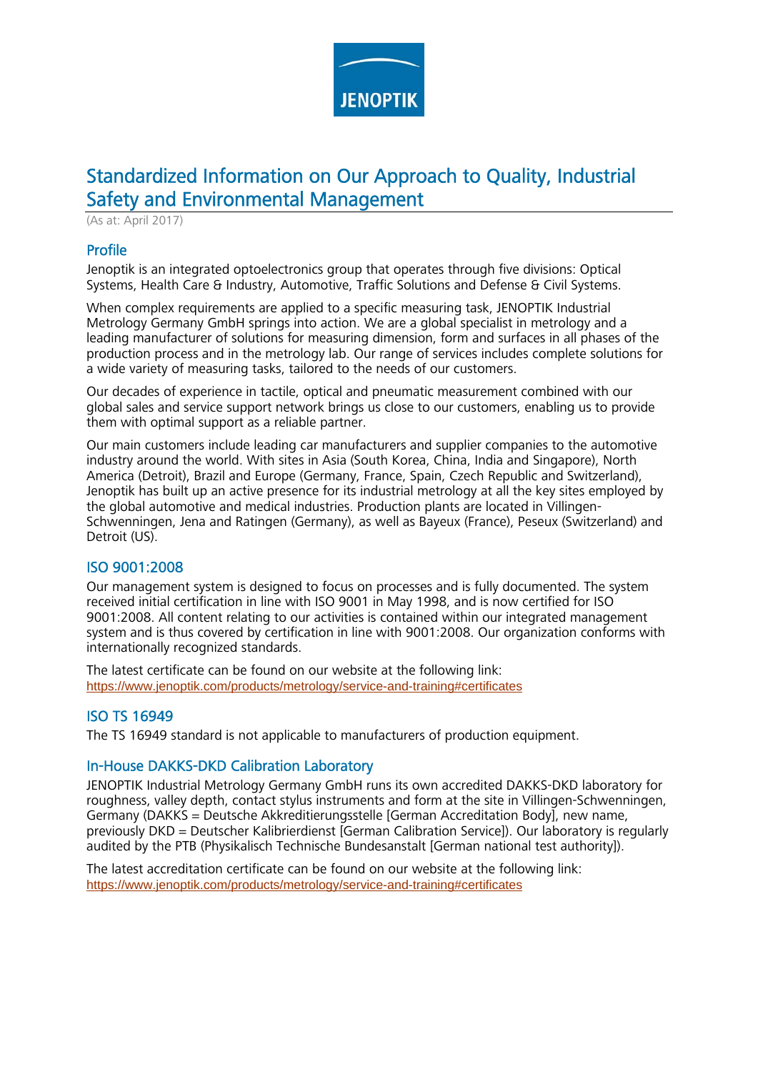# Standardized Information on Our Approach to Quality, Industrial Safety and Environmental Management

(As at: April 2017)

## Profile

Jenoptik is an integrated optoelectronics group that operates through five divisions: Optical Systems, Health Care & Industry, Automotive, Traffic Solutions and Defense & Civil Systems.

When complex requirements are applied to a specific measuring task, JENOPTIK Industrial Metrology Germany GmbH springs into action. We are a global specialist in metrology and a leading manufacturer of solutions for measuring dimension, form and surfaces in all phases of the production process and in the metrology lab. Our range of services includes complete solutions for a wide variety of measuring tasks, tailored to the needs of our customers.

Our decades of experience in tactile, optical and pneumatic measurement combined with our global sales and service support network brings us close to our customers, enabling us to provide them with optimal support as a reliable partner.

Our main customers include leading car manufacturers and supplier companies to the automotive industry around the world. With sites in Asia (South Korea, China, India and Singapore), North America (Detroit), Brazil and Europe (Germany, France, Spain, Czech Republic and Switzerland), Jenoptik has built up an active presence for its industrial metrology at all the key sites employed by the global automotive and medical industries. Production plants are located in Villingen-Schwenningen, Jena and Ratingen (Germany), as well as Bayeux (France), Peseux (Switzerland) and Detroit (US).

## ISO 9001:2008

Our management system is designed to focus on processes and is fully documented. The system received initial certification in line with ISO 9001 in May 1998, and is now certified for ISO 9001:2008. All content relating to our activities is contained within our integrated management system and is thus covered by certification in line with 9001:2008. Our organization conforms with internationally recognized standards.

The latest certificate can be found on our website at the following link:
https://www.jenoptik.com/products/metrology/service-and-training#certificates

## ISO TS 16949

The TS 16949 standard is not applicable to manufacturers of production equipment.

## In-House DAKKS-DKD Calibration Laboratory

JENOPTIK Industrial Metrology Germany GmbH runs its own accredited DAKKS-DKD laboratory for roughness, valley depth, contact stylus instruments and form at the site in Villingen-Schwenningen, Germany (DAKKS = Deutsche Akkreditierungsstelle [German Accreditation Body], new name, previously DKD = Deutscher Kalibrierdienst [German Calibration Service]). Our laboratory is regularly audited by the PTB (Physikalisch Technische Bundesanstalt [German national test authority]).

The latest accreditation certificate can be found on our website at the following link:
https://www.jenoptik.com/products/metrology/service-and-training#certificates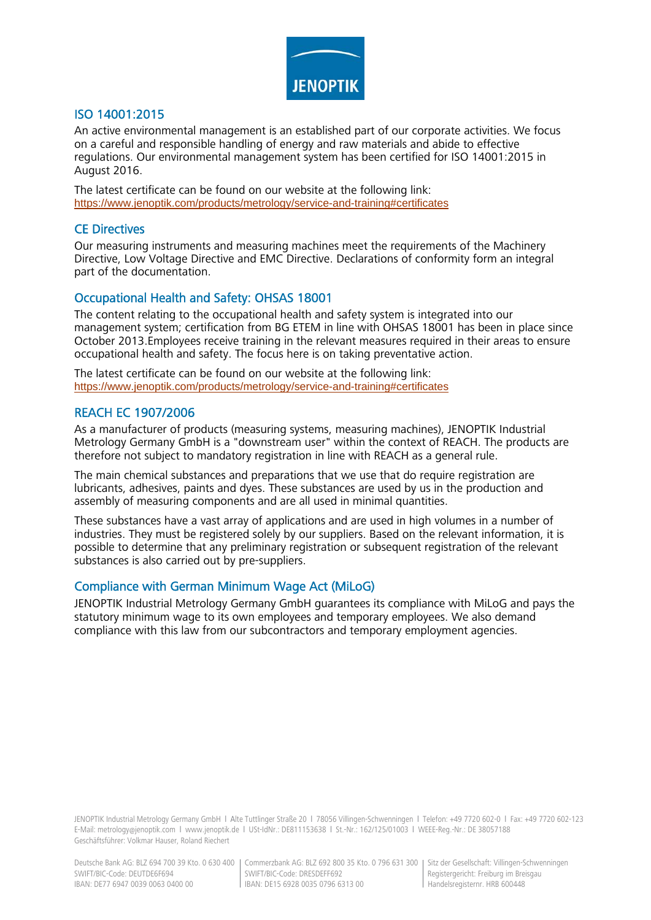## ISO 14001:2015

An active environmental management is an established part of our corporate activities. We focus on a careful and responsible handling of energy and raw materials and abide to effective regulations. Our environmental management system has been certified for ISO 14001:2015 in August 2016.

The latest certificate can be found on our website at the following link:
https://www.jenoptik.com/products/metrology/service-and-training#certificates

## CE Directives

Our measuring instruments and measuring machines meet the requirements of the Machinery Directive, Low Voltage Directive and EMC Directive. Declarations of conformity form an integral part of the documentation.

## Occupational Health and Safety: OHSAS 18001

The content relating to the occupational health and safety system is integrated into our management system; certification from BG ETEM in line with OHSAS 18001 has been in place since October 2013.Employees receive training in the relevant measures required in their areas to ensure occupational health and safety. The focus here is on taking preventative action.

The latest certificate can be found on our website at the following link:
https://www.jenoptik.com/products/metrology/service-and-training#certificates

## REACH EC 1907/2006

As a manufacturer of products (measuring systems, measuring machines), JENOPTIK Industrial Metrology Germany GmbH is a "downstream user" within the context of REACH. The products are therefore not subject to mandatory registration in line with REACH as a general rule.

The main chemical substances and preparations that we use that do require registration are lubricants, adhesives, paints and dyes. These substances are used by us in the production and assembly of measuring components and are all used in minimal quantities.

These substances have a vast array of applications and are used in high volumes in a number of industries. They must be registered solely by our suppliers. Based on the relevant information, it is possible to determine that any preliminary registration or subsequent registration of the relevant substances is also carried out by pre-suppliers.

## Compliance with German Minimum Wage Act (MiLoG)

JENOPTIK Industrial Metrology Germany GmbH guarantees its compliance with MiLoG and pays the statutory minimum wage to its own employees and temporary employees. We also demand compliance with this law from our subcontractors and temporary employment agencies.